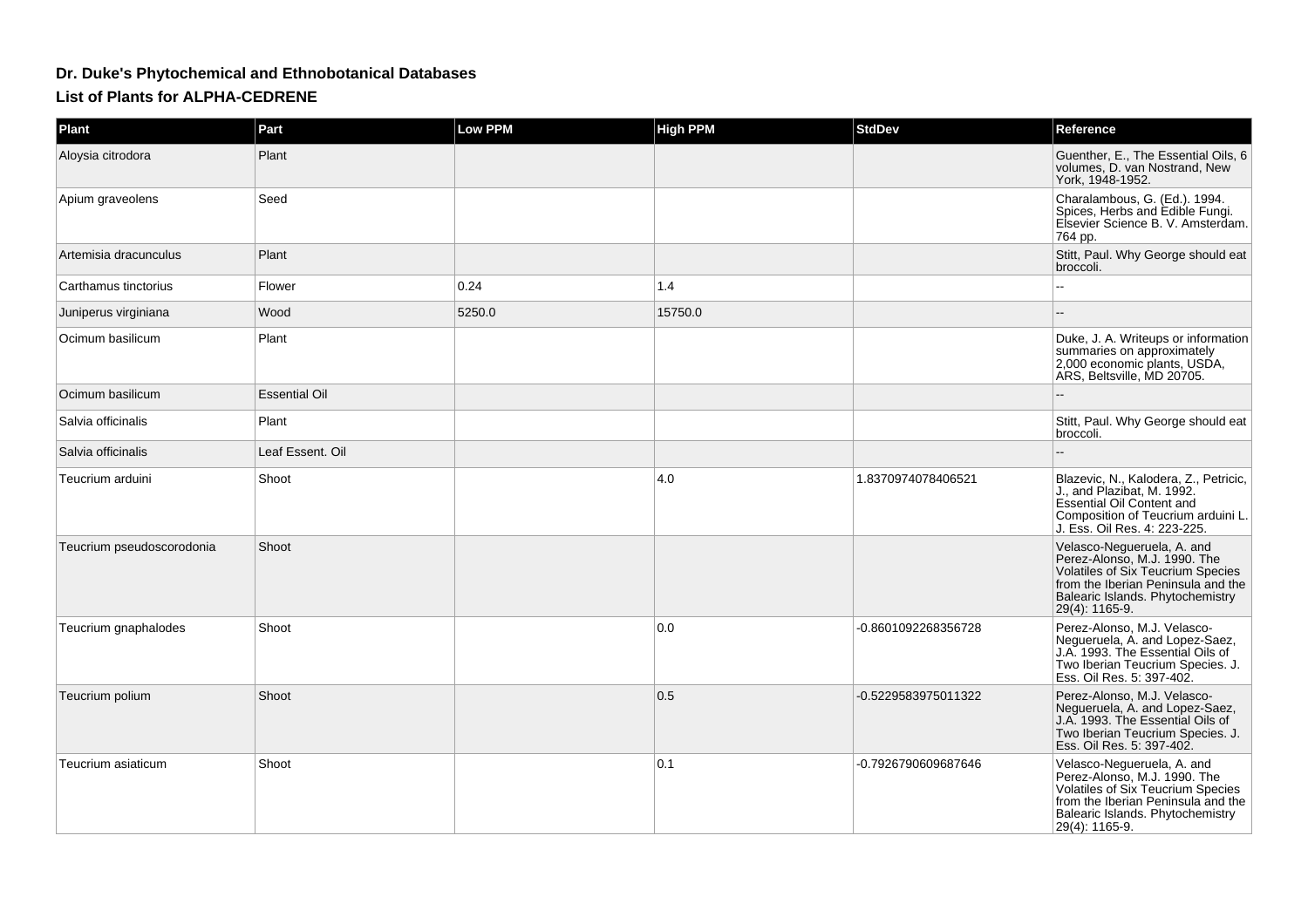# Dr. Duke's Phytochemical and Ethnobotanical Databases

## List of Plants for ALPHA-CEDRENE

| Plant | Part | Low PPM | High PPM | StdDev | Reference |
|---|---|---|---|---|---|
| Aloysia citrodora | Plant | | | | Guenther, E., The Essential Oils, 6 volumes, D. van Nostrand, New York, 1948-1952. |
| Apium graveolens | Seed | | | | Charalambous, G. (Ed.). 1994. Spices, Herbs and Edible Fungi. Elsevier Science B. V. Amsterdam. 764 pp. |
| Artemisia dracunculus | Plant | | | | Stitt, Paul. Why George should eat broccoli. |
| Carthamus tinctorius | Flower | 0.24 | 1.4 | | -- |
| Juniperus virginiana | Wood | 5250.0 | 15750.0 | | -- |
| Ocimum basilicum | Plant | | | | Duke, J. A. Writeups or information summaries on approximately 2,000 economic plants, USDA, ARS, Beltsville, MD 20705. |
| Ocimum basilicum | Essential Oil | | | | -- |
| Salvia officinalis | Plant | | | | Stitt, Paul. Why George should eat broccoli. |
| Salvia officinalis | Leaf Essent. Oil | | | | -- |
| Teucrium arduini | Shoot | | 4.0 | 1.8370974078406521 | Blazevic, N., Kalodera, Z., Petricic, J., and Plazibat, M. 1992. Essential Oil Content and Composition of Teucrium arduini L. J. Ess. Oil Res. 4: 223-225. |
| Teucrium pseudoscorodonia | Shoot | | | | Velasco-Negueruela, A. and Perez-Alonso, M.J. 1990. The Volatiles of Six Teucrium Species from the Iberian Peninsula and the Balearic Islands. Phytochemistry 29(4): 1165-9. |
| Teucrium gnaphalodes | Shoot | | 0.0 | -0.8601092268356728 | Perez-Alonso, M.J. Velasco-Negueruela, A. and Lopez-Saez, J.A. 1993. The Essential Oils of Two Iberian Teucrium Species. J. Ess. Oil Res. 5: 397-402. |
| Teucrium polium | Shoot | | 0.5 | -0.5229583975011322 | Perez-Alonso, M.J. Velasco-Negueruela, A. and Lopez-Saez, J.A. 1993. The Essential Oils of Two Iberian Teucrium Species. J. Ess. Oil Res. 5: 397-402. |
| Teucrium asiaticum | Shoot | | 0.1 | -0.7926790609687646 | Velasco-Negueruela, A. and Perez-Alonso, M.J. 1990. The Volatiles of Six Teucrium Species from the Iberian Peninsula and the Balearic Islands. Phytochemistry 29(4): 1165-9. |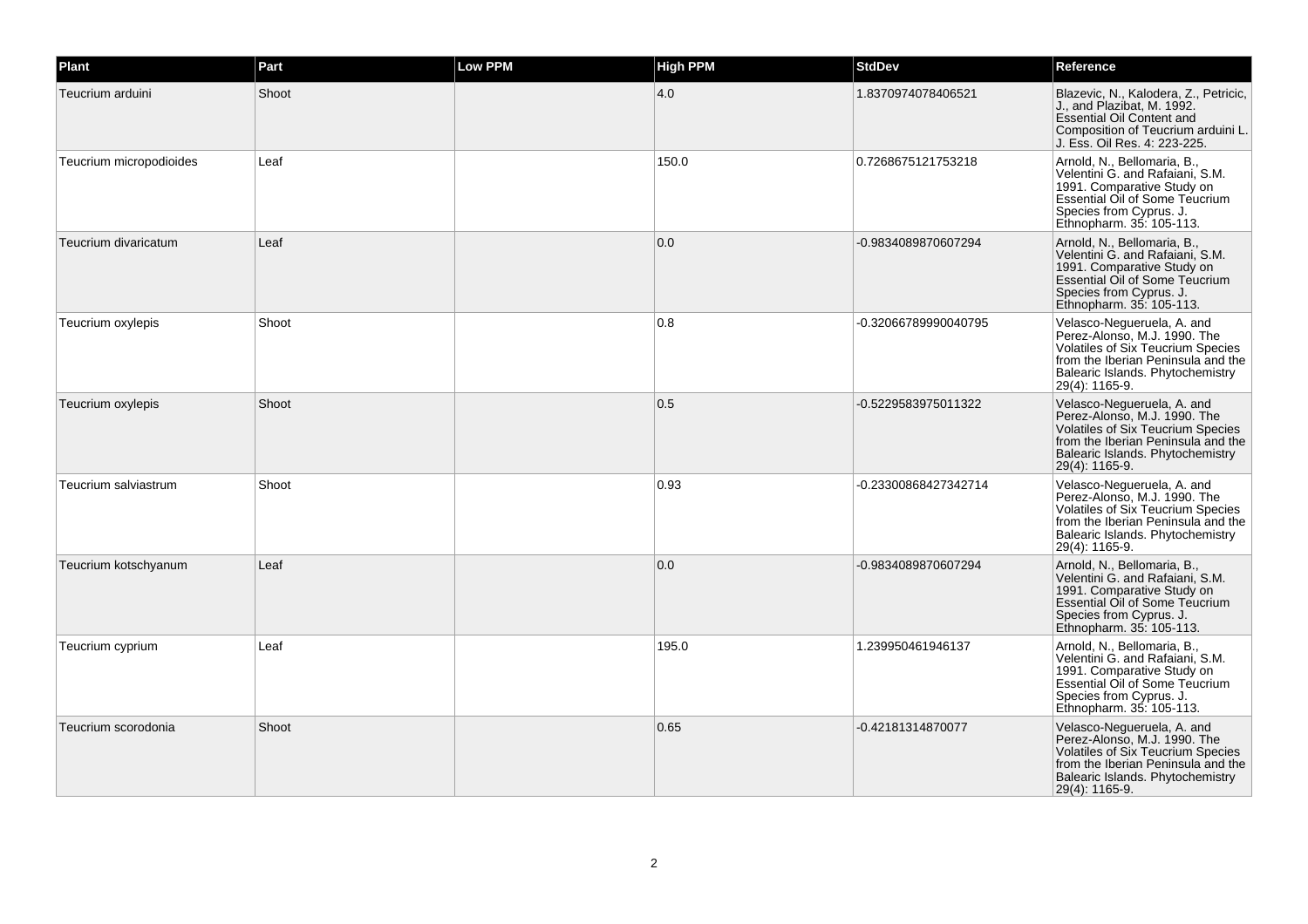| Plant | Part | Low PPM | High PPM | StdDev | Reference |
| --- | --- | --- | --- | --- | --- |
| Teucrium arduini | Shoot | | 4.0 | 1.8370974078406521 | Blazevic, N., Kalodera, Z., Petricic, J., and Plazibat, M. 1992. Essential Oil Content and Composition of Teucrium arduini L. J. Ess. Oil Res. 4: 223-225. |
| Teucrium micropodioides | Leaf | | 150.0 | 0.7268675121753218 | Arnold, N., Bellomaria, B., Velentini G. and Rafaiani, S.M. 1991. Comparative Study on Essential Oil of Some Teucrium Species from Cyprus. J. Ethnopharm. 35: 105-113. |
| Teucrium divaricatum | Leaf | | 0.0 | -0.9834089870607294 | Arnold, N., Bellomaria, B., Velentini G. and Rafaiani, S.M. 1991. Comparative Study on Essential Oil of Some Teucrium Species from Cyprus. J. Ethnopharm. 35: 105-113. |
| Teucrium oxylepis | Shoot | | 0.8 | -0.32066789990040795 | Velasco-Negueruela, A. and Perez-Alonso, M.J. 1990. The Volatiles of Six Teucrium Species from the Iberian Peninsula and the Balearic Islands. Phytochemistry 29(4): 1165-9. |
| Teucrium oxylepis | Shoot | | 0.5 | -0.5229583975011322 | Velasco-Negueruela, A. and Perez-Alonso, M.J. 1990. The Volatiles of Six Teucrium Species from the Iberian Peninsula and the Balearic Islands. Phytochemistry 29(4): 1165-9. |
| Teucrium salviastrum | Shoot | | 0.93 | -0.23300868427342714 | Velasco-Negueruela, A. and Perez-Alonso, M.J. 1990. The Volatiles of Six Teucrium Species from the Iberian Peninsula and the Balearic Islands. Phytochemistry 29(4): 1165-9. |
| Teucrium kotschyanum | Leaf | | 0.0 | -0.9834089870607294 | Arnold, N., Bellomaria, B., Velentini G. and Rafaiani, S.M. 1991. Comparative Study on Essential Oil of Some Teucrium Species from Cyprus. J. Ethnopharm. 35: 105-113. |
| Teucrium cyprium | Leaf | | 195.0 | 1.239950461946137 | Arnold, N., Bellomaria, B., Velentini G. and Rafaiani, S.M. 1991. Comparative Study on Essential Oil of Some Teucrium Species from Cyprus. J. Ethnopharm. 35: 105-113. |
| Teucrium scorodonia | Shoot | | 0.65 | -0.42181314870077 | Velasco-Negueruela, A. and Perez-Alonso, M.J. 1990. The Volatiles of Six Teucrium Species from the Iberian Peninsula and the Balearic Islands. Phytochemistry 29(4): 1165-9. |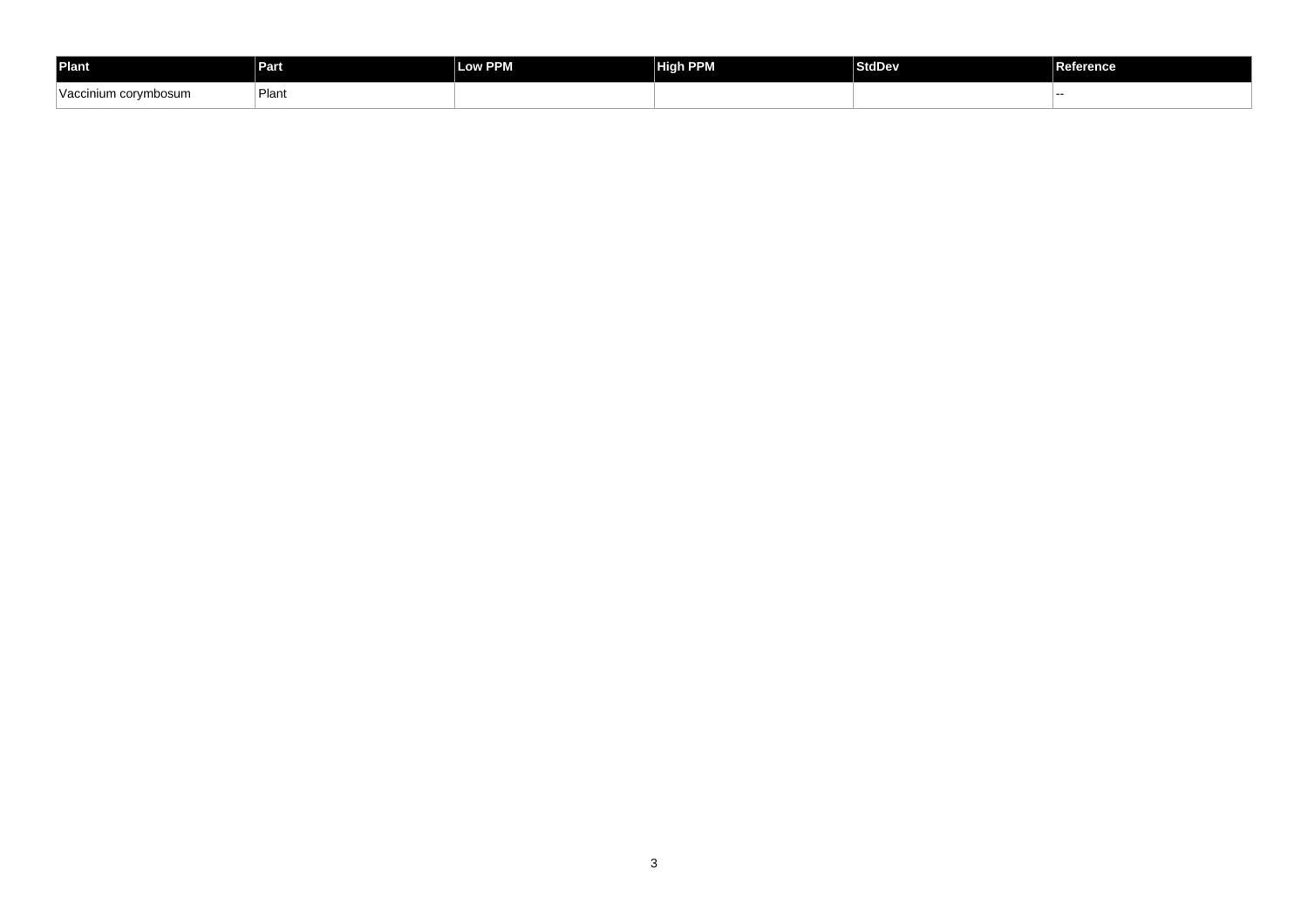| Plant | Part | Low PPM | High PPM | StdDev | Reference |
| --- | --- | --- | --- | --- | --- |
| Vaccinium corymbosum | Plant | | | | -- |